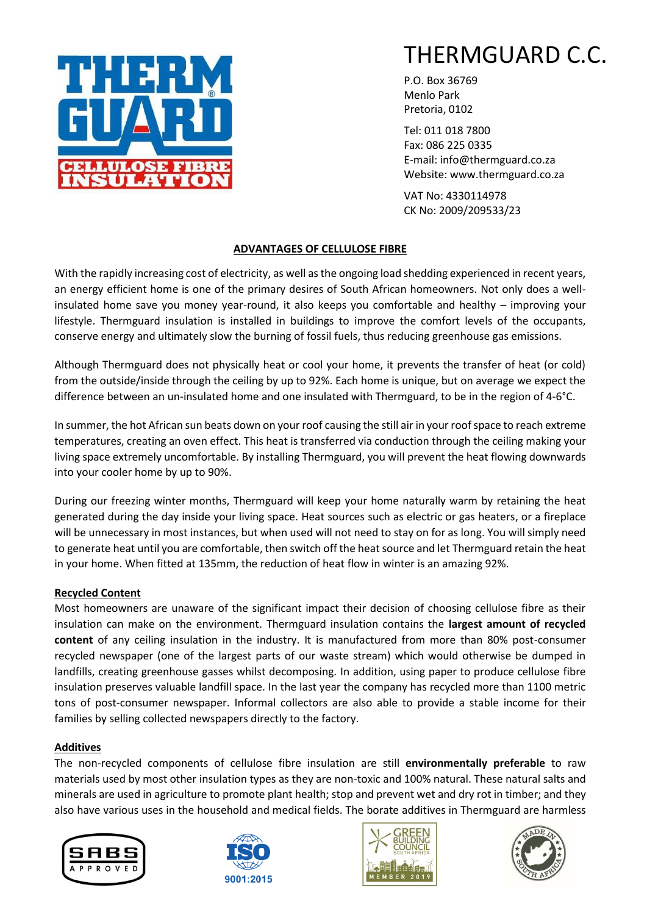# THERMGUARD C.C.

P.O. Box 36769
Menlo Park
Pretoria, 0102

Tel: 011 018 7800
Fax: 086 225 0335
E-mail: info@thermguard.co.za
Website: www.thermguard.co.za

VAT No: 4330114978
CK No: 2009/209533/23

## ADVANTAGES OF CELLULOSE FIBRE

With the rapidly increasing cost of electricity, as well as the ongoing load shedding experienced in recent years, an energy efficient home is one of the primary desires of South African homeowners. Not only does a well-insulated home save you money year-round, it also keeps you comfortable and healthy – improving your lifestyle. Thermguard insulation is installed in buildings to improve the comfort levels of the occupants, conserve energy and ultimately slow the burning of fossil fuels, thus reducing greenhouse gas emissions.

Although Thermguard does not physically heat or cool your home, it prevents the transfer of heat (or cold) from the outside/inside through the ceiling by up to 92%. Each home is unique, but on average we expect the difference between an un-insulated home and one insulated with Thermguard, to be in the region of 4-6°C.

In summer, the hot African sun beats down on your roof causing the still air in your roof space to reach extreme temperatures, creating an oven effect. This heat is transferred via conduction through the ceiling making your living space extremely uncomfortable. By installing Thermguard, you will prevent the heat flowing downwards into your cooler home by up to 90%.

During our freezing winter months, Thermguard will keep your home naturally warm by retaining the heat generated during the day inside your living space. Heat sources such as electric or gas heaters, or a fireplace will be unnecessary in most instances, but when used will not need to stay on for as long. You will simply need to generate heat until you are comfortable, then switch off the heat source and let Thermguard retain the heat in your home. When fitted at 135mm, the reduction of heat flow in winter is an amazing 92%.

### Recycled Content

Most homeowners are unaware of the significant impact their decision of choosing cellulose fibre as their insulation can make on the environment. Thermguard insulation contains the **largest amount of recycled content** of any ceiling insulation in the industry. It is manufactured from more than 80% post-consumer recycled newspaper (one of the largest parts of our waste stream) which would otherwise be dumped in landfills, creating greenhouse gasses whilst decomposing. In addition, using paper to produce cellulose fibre insulation preserves valuable landfill space. In the last year the company has recycled more than 1100 metric tons of post-consumer newspaper. Informal collectors are also able to provide a stable income for their families by selling collected newspapers directly to the factory.

### Additives

The non-recycled components of cellulose fibre insulation are still **environmentally preferable** to raw materials used by most other insulation types as they are non-toxic and 100% natural. These natural salts and minerals are used in agriculture to promote plant health; stop and prevent wet and dry rot in timber; and they also have various uses in the household and medical fields. The borate additives in Thermguard are harmless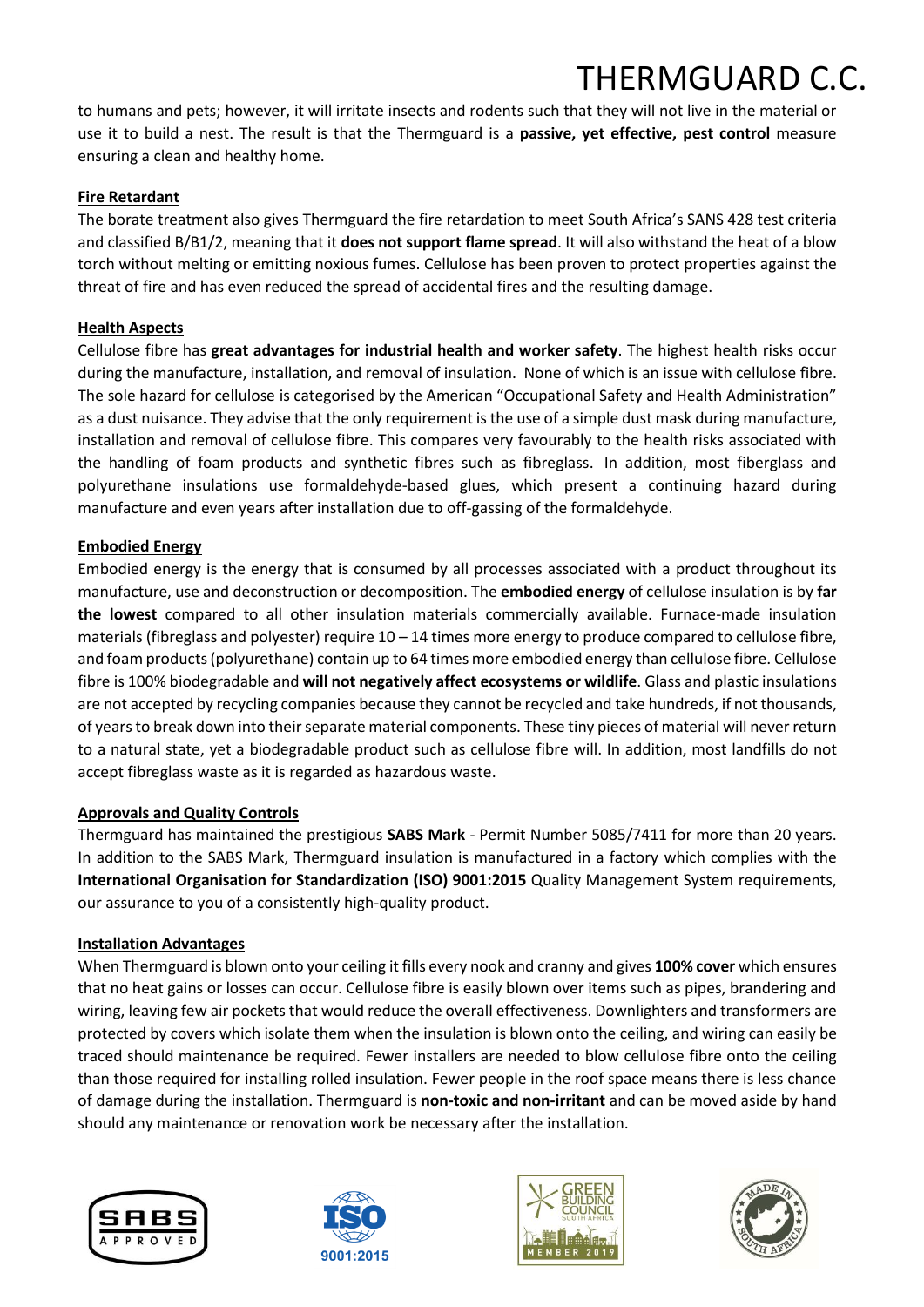to humans and pets; however, it will irritate insects and rodents such that they will not live in the material or use it to build a nest. The result is that the Thermguard is a **passive, yet effective, pest control** measure ensuring a clean and healthy home.

**Fire Retardant**

The borate treatment also gives Thermguard the fire retardation to meet South Africa's SANS 428 test criteria and classified B/B1/2, meaning that it **does not support flame spread**. It will also withstand the heat of a blow torch without melting or emitting noxious fumes. Cellulose has been proven to protect properties against the threat of fire and has even reduced the spread of accidental fires and the resulting damage.

**Health Aspects**

Cellulose fibre has **great advantages for industrial health and worker safety**. The highest health risks occur during the manufacture, installation, and removal of insulation. None of which is an issue with cellulose fibre. The sole hazard for cellulose is categorised by the American "Occupational Safety and Health Administration" as a dust nuisance. They advise that the only requirement is the use of a simple dust mask during manufacture, installation and removal of cellulose fibre. This compares very favourably to the health risks associated with the handling of foam products and synthetic fibres such as fibreglass. In addition, most fiberglass and polyurethane insulations use formaldehyde-based glues, which present a continuing hazard during manufacture and even years after installation due to off-gassing of the formaldehyde.

**Embodied Energy**

Embodied energy is the energy that is consumed by all processes associated with a product throughout its manufacture, use and deconstruction or decomposition. The **embodied energy** of cellulose insulation is by **far the lowest** compared to all other insulation materials commercially available. Furnace-made insulation materials (fibreglass and polyester) require 10 – 14 times more energy to produce compared to cellulose fibre, and foam products (polyurethane) contain up to 64 times more embodied energy than cellulose fibre. Cellulose fibre is 100% biodegradable and **will not negatively affect ecosystems or wildlife**. Glass and plastic insulations are not accepted by recycling companies because they cannot be recycled and take hundreds, if not thousands, of years to break down into their separate material components. These tiny pieces of material will never return to a natural state, yet a biodegradable product such as cellulose fibre will. In addition, most landfills do not accept fibreglass waste as it is regarded as hazardous waste.

**Approvals and Quality Controls**

Thermguard has maintained the prestigious **SABS Mark** - Permit Number 5085/7411 for more than 20 years. In addition to the SABS Mark, Thermguard insulation is manufactured in a factory which complies with the **International Organisation for Standardization (ISO) 9001:2015** Quality Management System requirements, our assurance to you of a consistently high-quality product.

**Installation Advantages**

When Thermguard is blown onto your ceiling it fills every nook and cranny and gives **100% cover** which ensures that no heat gains or losses can occur. Cellulose fibre is easily blown over items such as pipes, brandering and wiring, leaving few air pockets that would reduce the overall effectiveness. Downlighters and transformers are protected by covers which isolate them when the insulation is blown onto the ceiling, and wiring can easily be traced should maintenance be required. Fewer installers are needed to blow cellulose fibre onto the ceiling than those required for installing rolled insulation. Fewer people in the roof space means there is less chance of damage during the installation. Thermguard is **non-toxic and non-irritant** and can be moved aside by hand should any maintenance or renovation work be necessary after the installation.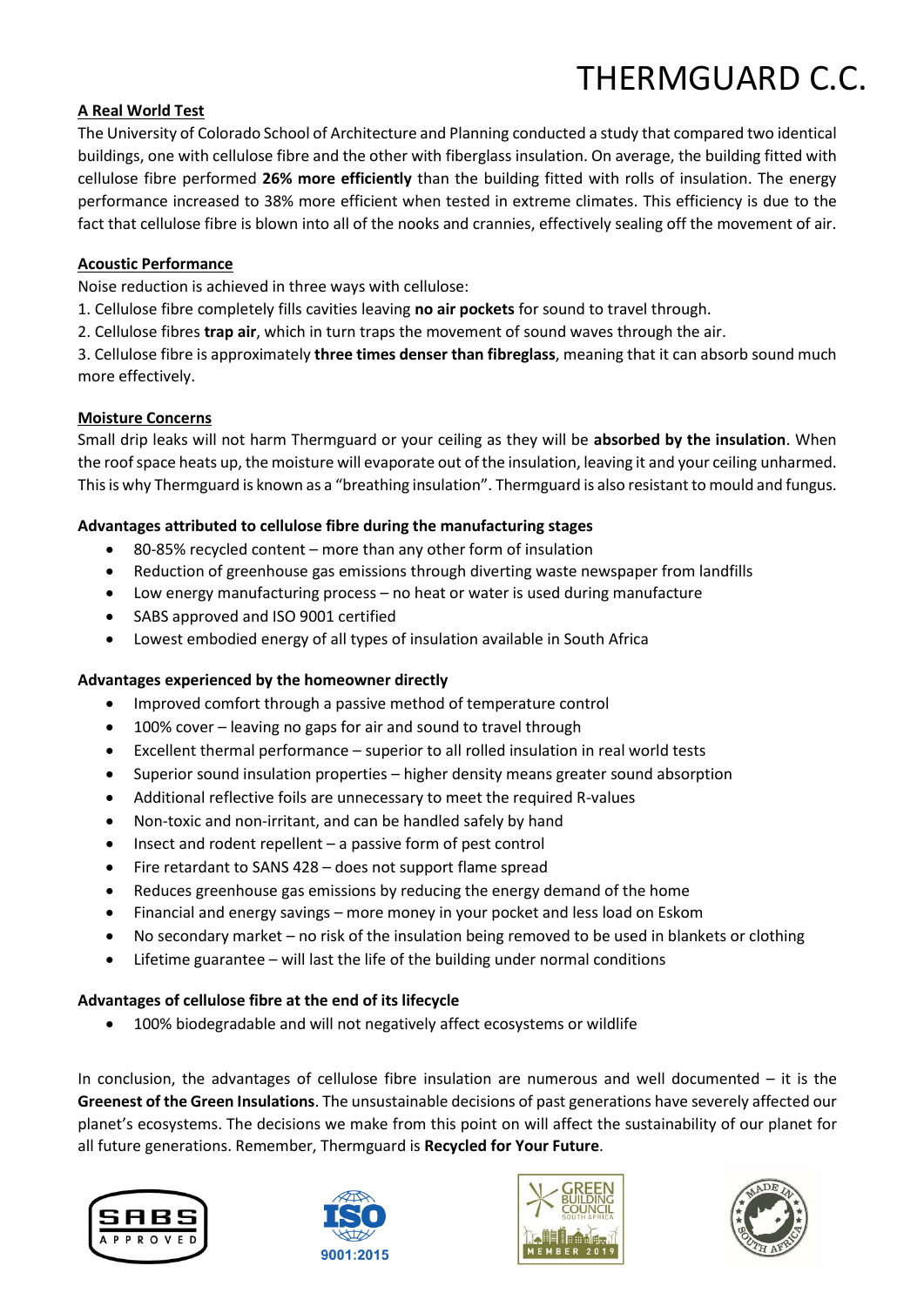**A Real World Test**

The University of Colorado School of Architecture and Planning conducted a study that compared two identical buildings, one with cellulose fibre and the other with fiberglass insulation. On average, the building fitted with cellulose fibre performed **26% more efficiently** than the building fitted with rolls of insulation. The energy performance increased to 38% more efficient when tested in extreme climates. This efficiency is due to the fact that cellulose fibre is blown into all of the nooks and crannies, effectively sealing off the movement of air.

**Acoustic Performance**

Noise reduction is achieved in three ways with cellulose:

1. Cellulose fibre completely fills cavities leaving **no air pockets** for sound to travel through.
2. Cellulose fibres **trap air**, which in turn traps the movement of sound waves through the air.
3. Cellulose fibre is approximately **three times denser than fibreglass**, meaning that it can absorb sound much more effectively.

**Moisture Concerns**

Small drip leaks will not harm Thermguard or your ceiling as they will be **absorbed by the insulation**. When the roof space heats up, the moisture will evaporate out of the insulation, leaving it and your ceiling unharmed. This is why Thermguard is known as a "breathing insulation". Thermguard is also resistant to mould and fungus.

**Advantages attributed to cellulose fibre during the manufacturing stages**

- 80-85% recycled content – more than any other form of insulation
- Reduction of greenhouse gas emissions through diverting waste newspaper from landfills
- Low energy manufacturing process – no heat or water is used during manufacture
- SABS approved and ISO 9001 certified
- Lowest embodied energy of all types of insulation available in South Africa

**Advantages experienced by the homeowner directly**

- Improved comfort through a passive method of temperature control
- 100% cover – leaving no gaps for air and sound to travel through
- Excellent thermal performance – superior to all rolled insulation in real world tests
- Superior sound insulation properties – higher density means greater sound absorption
- Additional reflective foils are unnecessary to meet the required R-values
- Non-toxic and non-irritant, and can be handled safely by hand
- Insect and rodent repellent – a passive form of pest control
- Fire retardant to SANS 428 – does not support flame spread
- Reduces greenhouse gas emissions by reducing the energy demand of the home
- Financial and energy savings – more money in your pocket and less load on Eskom
- No secondary market – no risk of the insulation being removed to be used in blankets or clothing
- Lifetime guarantee – will last the life of the building under normal conditions

**Advantages of cellulose fibre at the end of its lifecycle**

- 100% biodegradable and will not negatively affect ecosystems or wildlife

In conclusion, the advantages of cellulose fibre insulation are numerous and well documented – it is the **Greenest of the Green Insulations**. The unsustainable decisions of past generations have severely affected our planet's ecosystems. The decisions we make from this point on will affect the sustainability of our planet for all future generations. Remember, Thermguard is **Recycled for Your Future**.

SABS APPROVED

ISO 9001:2015

GREEN BUILDING COUNCIL SOUTH AFRICA MEMBER 2019

MADE IN SOUTH AFRICA